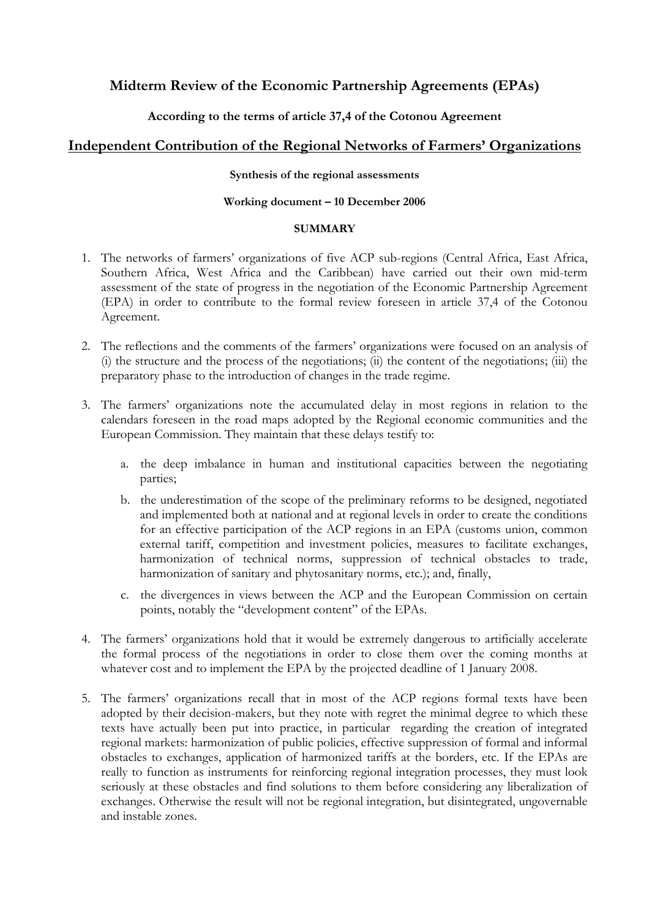# Midterm Review of the Economic Partnership Agreements (EPAs)

**According to the terms of article 37,4 of the Cotonou Agreement**

## Independent Contribution of the Regional Networks of Farmers' Organizations

**Synthesis of the regional assessments**

**Working document – 10 December 2006**

**SUMMARY**

1. The networks of farmers' organizations of five ACP sub-regions (Central Africa, East Africa, Southern Africa, West Africa and the Caribbean) have carried out their own mid-term assessment of the state of progress in the negotiation of the Economic Partnership Agreement (EPA) in order to contribute to the formal review foreseen in article 37,4 of the Cotonou Agreement.

2. The reflections and the comments of the farmers' organizations were focused on an analysis of (i) the structure and the process of the negotiations; (ii) the content of the negotiations; (iii) the preparatory phase to the introduction of changes in the trade regime.

3. The farmers' organizations note the accumulated delay in most regions in relation to the calendars foreseen in the road maps adopted by the Regional economic communities and the European Commission. They maintain that these delays testify to:

    a. the deep imbalance in human and institutional capacities between the negotiating parties;

    b. the underestimation of the scope of the preliminary reforms to be designed, negotiated and implemented both at national and at regional levels in order to create the conditions for an effective participation of the ACP regions in an EPA (customs union, common external tariff, competition and investment policies, measures to facilitate exchanges, harmonization of technical norms, suppression of technical obstacles to trade, harmonization of sanitary and phytosanitary norms, etc.); and, finally,

    c. the divergences in views between the ACP and the European Commission on certain points, notably the "development content" of the EPAs.

4. The farmers' organizations hold that it would be extremely dangerous to artificially accelerate the formal process of the negotiations in order to close them over the coming months at whatever cost and to implement the EPA by the projected deadline of 1 January 2008.

5. The farmers' organizations recall that in most of the ACP regions formal texts have been adopted by their decision-makers, but they note with regret the minimal degree to which these texts have actually been put into practice, in particular regarding the creation of integrated regional markets: harmonization of public policies, effective suppression of formal and informal obstacles to exchanges, application of harmonized tariffs at the borders, etc. If the EPAs are really to function as instruments for reinforcing regional integration processes, they must look seriously at these obstacles and find solutions to them before considering any liberalization of exchanges. Otherwise the result will not be regional integration, but disintegrated, ungovernable and instable zones.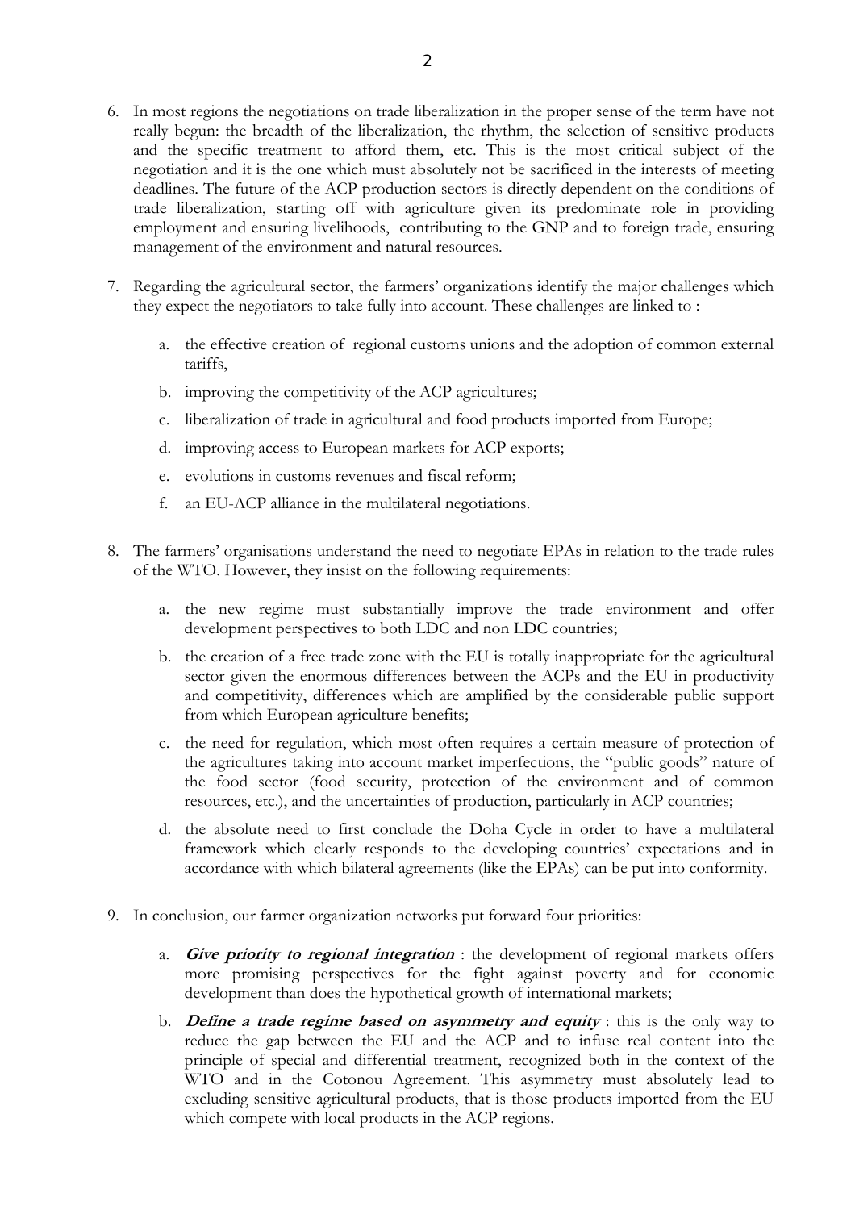6. In most regions the negotiations on trade liberalization in the proper sense of the term have not really begun: the breadth of the liberalization, the rhythm, the selection of sensitive products and the specific treatment to afford them, etc. This is the most critical subject of the negotiation and it is the one which must absolutely not be sacrificed in the interests of meeting deadlines. The future of the ACP production sectors is directly dependent on the conditions of trade liberalization, starting off with agriculture given its predominate role in providing employment and ensuring livelihoods, contributing to the GNP and to foreign trade, ensuring management of the environment and natural resources.

7. Regarding the agricultural sector, the farmers' organizations identify the major challenges which they expect the negotiators to take fully into account. These challenges are linked to :

   a. the effective creation of regional customs unions and the adoption of common external tariffs,

   b. improving the competitivity of the ACP agricultures;

   c. liberalization of trade in agricultural and food products imported from Europe;

   d. improving access to European markets for ACP exports;

   e. evolutions in customs revenues and fiscal reform;

   f. an EU-ACP alliance in the multilateral negotiations.

8. The farmers' organisations understand the need to negotiate EPAs in relation to the trade rules of the WTO. However, they insist on the following requirements:

   a. the new regime must substantially improve the trade environment and offer development perspectives to both LDC and non LDC countries;

   b. the creation of a free trade zone with the EU is totally inappropriate for the agricultural sector given the enormous differences between the ACPs and the EU in productivity and competitivity, differences which are amplified by the considerable public support from which European agriculture benefits;

   c. the need for regulation, which most often requires a certain measure of protection of the agricultures taking into account market imperfections, the "public goods" nature of the food sector (food security, protection of the environment and of common resources, etc.), and the uncertainties of production, particularly in ACP countries;

   d. the absolute need to first conclude the Doha Cycle in order to have a multilateral framework which clearly responds to the developing countries' expectations and in accordance with which bilateral agreements (like the EPAs) can be put into conformity.

9. In conclusion, our farmer organization networks put forward four priorities:

   a. ***Give priority to regional integration*** : the development of regional markets offers more promising perspectives for the fight against poverty and for economic development than does the hypothetical growth of international markets;

   b. ***Define a trade regime based on asymmetry and equity*** : this is the only way to reduce the gap between the EU and the ACP and to infuse real content into the principle of special and differential treatment, recognized both in the context of the WTO and in the Cotonou Agreement. This asymmetry must absolutely lead to excluding sensitive agricultural products, that is those products imported from the EU which compete with local products in the ACP regions.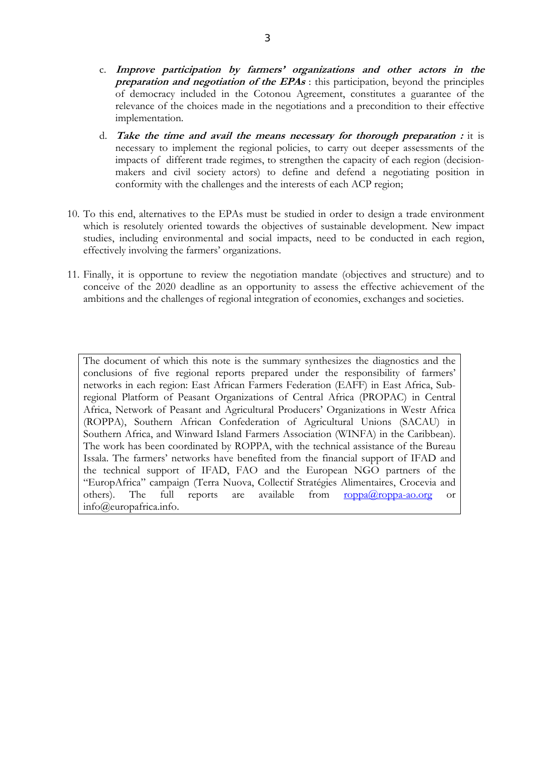c. ***Improve participation by farmers' organizations and other actors in the preparation and negotiation of the EPAs*** : this participation, beyond the principles of democracy included in the Cotonou Agreement, constitutes a guarantee of the relevance of the choices made in the negotiations and a precondition to their effective implementation.

d. ***Take the time and avail the means necessary for thorough preparation :*** it is necessary to implement the regional policies, to carry out deeper assessments of the impacts of different trade regimes, to strengthen the capacity of each region (decision-makers and civil society actors) to define and defend a negotiating position in conformity with the challenges and the interests of each ACP region;

10. To this end, alternatives to the EPAs must be studied in order to design a trade environment which is resolutely oriented towards the objectives of sustainable development. New impact studies, including environmental and social impacts, need to be conducted in each region, effectively involving the farmers' organizations.

11. Finally, it is opportune to review the negotiation mandate (objectives and structure) and to conceive of the 2020 deadline as an opportunity to assess the effective achievement of the ambitions and the challenges of regional integration of economies, exchanges and societies.

> The document of which this note is the summary synthesizes the diagnostics and the conclusions of five regional reports prepared under the responsibility of farmers' networks in each region: East African Farmers Federation (EAFF) in East Africa, Sub-regional Platform of Peasant Organizations of Central Africa (PROPAC) in Central Africa, Network of Peasant and Agricultural Producers' Organizations in Westr Africa (ROPPA), Southern African Confederation of Agricultural Unions (SACAU) in Southern Africa, and Winward Island Farmers Association (WINFA) in the Caribbean). The work has been coordinated by ROPPA, with the technical assistance of the Bureau Issala. The farmers' networks have benefited from the financial support of IFAD and the technical support of IFAD, FAO and the European NGO partners of the "EuropAfrica" campaign (Terra Nuova, Collectif Stratégies Alimentaires, Crocevia and others). The full reports are available from roppa@roppa-ao.org or info@europafrica.info.